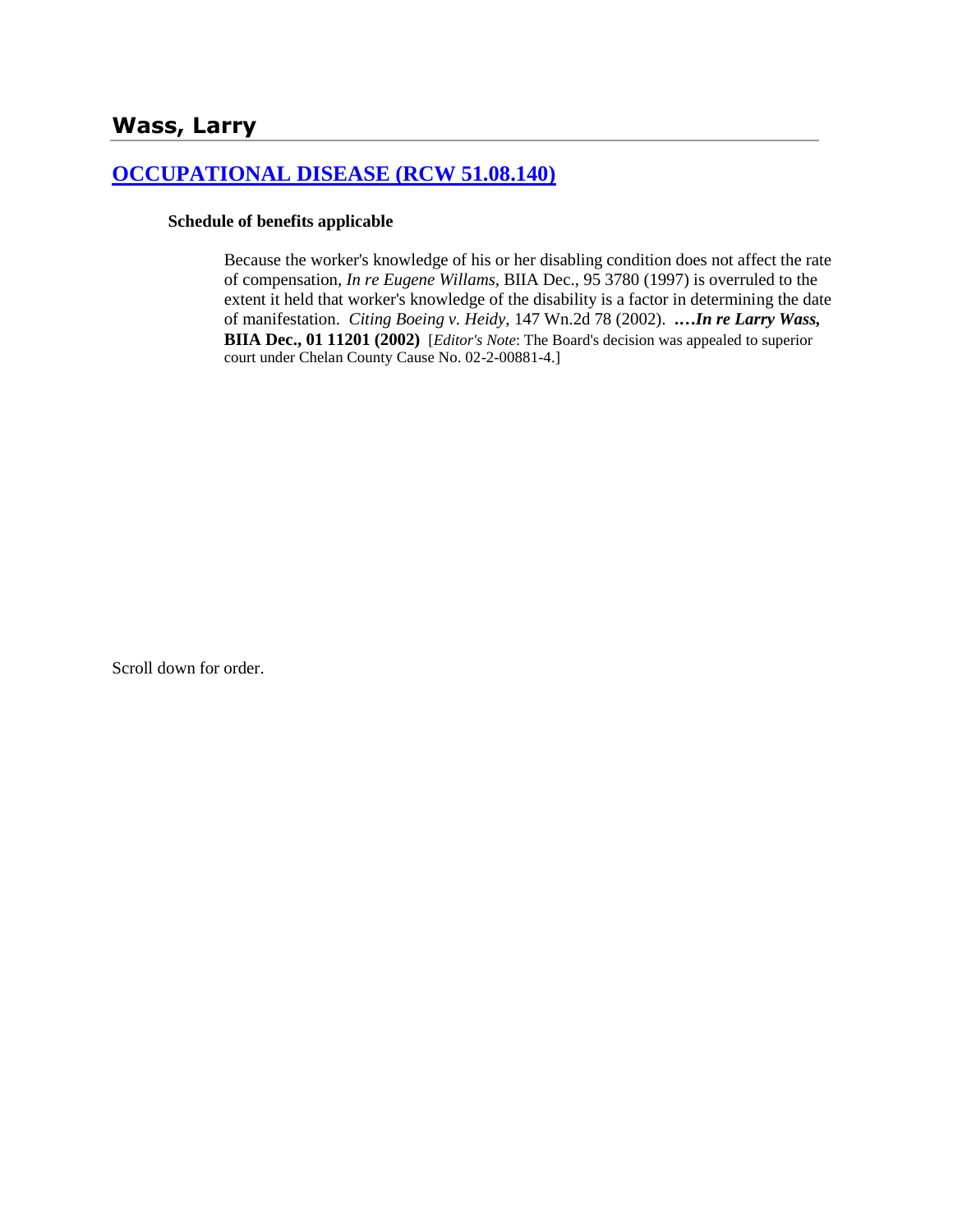# Wass, Larry

## [OCCUPATIONAL DISEASE (RCW 51.08.140)]

**Schedule of benefits applicable**

Because the worker's knowledge of his or her disabling condition does not affect the rate of compensation, *In re Eugene Willams*, BIIA Dec., 95 3780 (1997) is overruled to the extent it held that worker's knowledge of the disability is a factor in determining the date of manifestation. *Citing Boeing v. Heidy*, 147 Wn.2d 78 (2002). **….*In re Larry Wass*, BIIA Dec., 01 11201 (2002)** [*Editor's Note*: The Board's decision was appealed to superior court under Chelan County Cause No. 02-2-00881-4.]

Scroll down for order.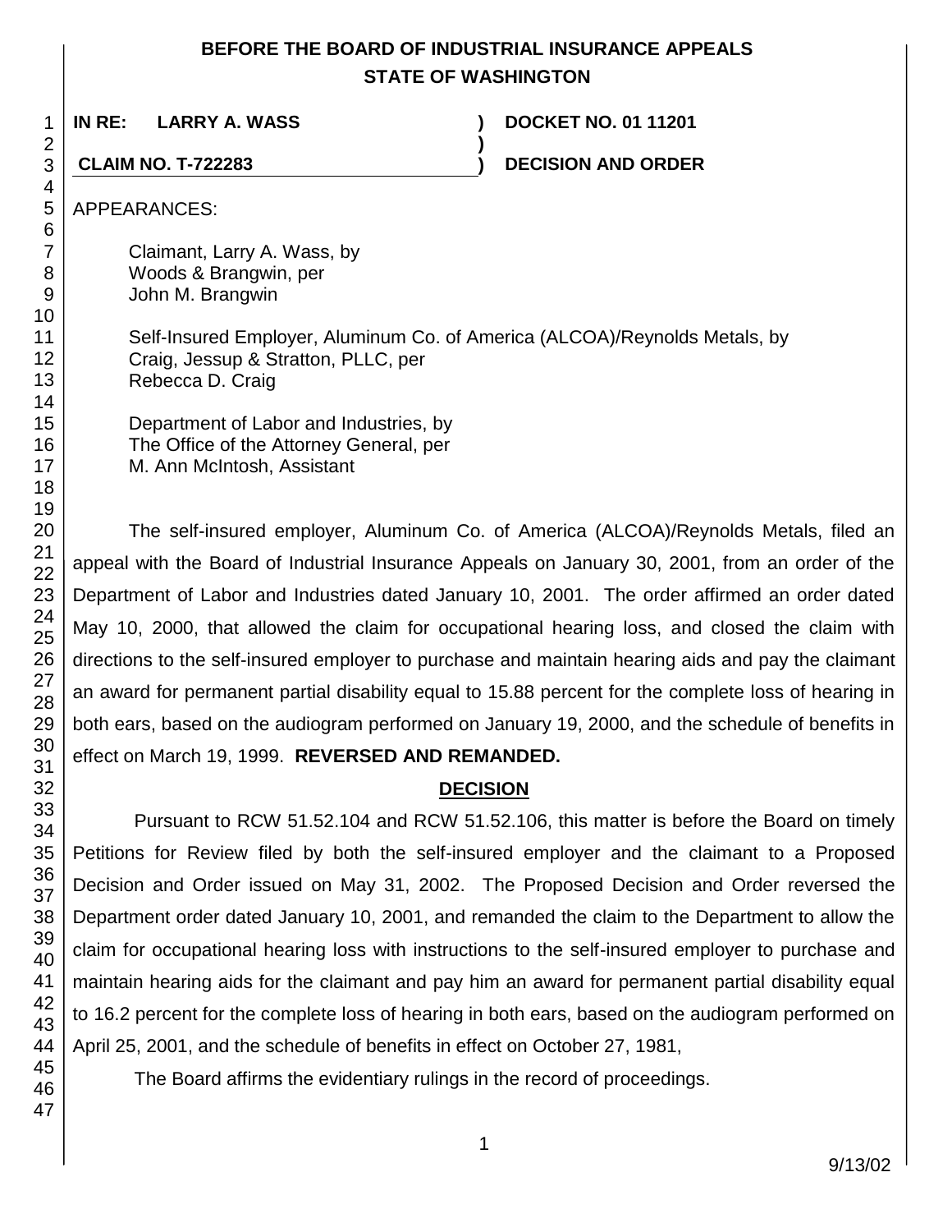**BEFORE THE BOARD OF INDUSTRIAL INSURANCE APPEALS**
**STATE OF WASHINGTON**

**IN RE: LARRY A. WASS** ) **DOCKET NO. 01 11201**
)
**CLAIM NO. T-722283** ) **DECISION AND ORDER**

APPEARANCES:

Claimant, Larry A. Wass, by
Woods & Brangwin, per
John M. Brangwin

Self-Insured Employer, Aluminum Co. of America (ALCOA)/Reynolds Metals, by
Craig, Jessup & Stratton, PLLC, per
Rebecca D. Craig

Department of Labor and Industries, by
The Office of the Attorney General, per
M. Ann McIntosh, Assistant

The self-insured employer, Aluminum Co. of America (ALCOA)/Reynolds Metals, filed an appeal with the Board of Industrial Insurance Appeals on January 30, 2001, from an order of the Department of Labor and Industries dated January 10, 2001. The order affirmed an order dated May 10, 2000, that allowed the claim for occupational hearing loss, and closed the claim with directions to the self-insured employer to purchase and maintain hearing aids and pay the claimant an award for permanent partial disability equal to 15.88 percent for the complete loss of hearing in both ears, based on the audiogram performed on January 19, 2000, and the schedule of benefits in effect on March 19, 1999. **REVERSED AND REMANDED.**

## DECISION

Pursuant to RCW 51.52.104 and RCW 51.52.106, this matter is before the Board on timely Petitions for Review filed by both the self-insured employer and the claimant to a Proposed Decision and Order issued on May 31, 2002. The Proposed Decision and Order reversed the Department order dated January 10, 2001, and remanded the claim to the Department to allow the claim for occupational hearing loss with instructions to the self-insured employer to purchase and maintain hearing aids for the claimant and pay him an award for permanent partial disability equal to 16.2 percent for the complete loss of hearing in both ears, based on the audiogram performed on April 25, 2001, and the schedule of benefits in effect on October 27, 1981,

The Board affirms the evidentiary rulings in the record of proceedings.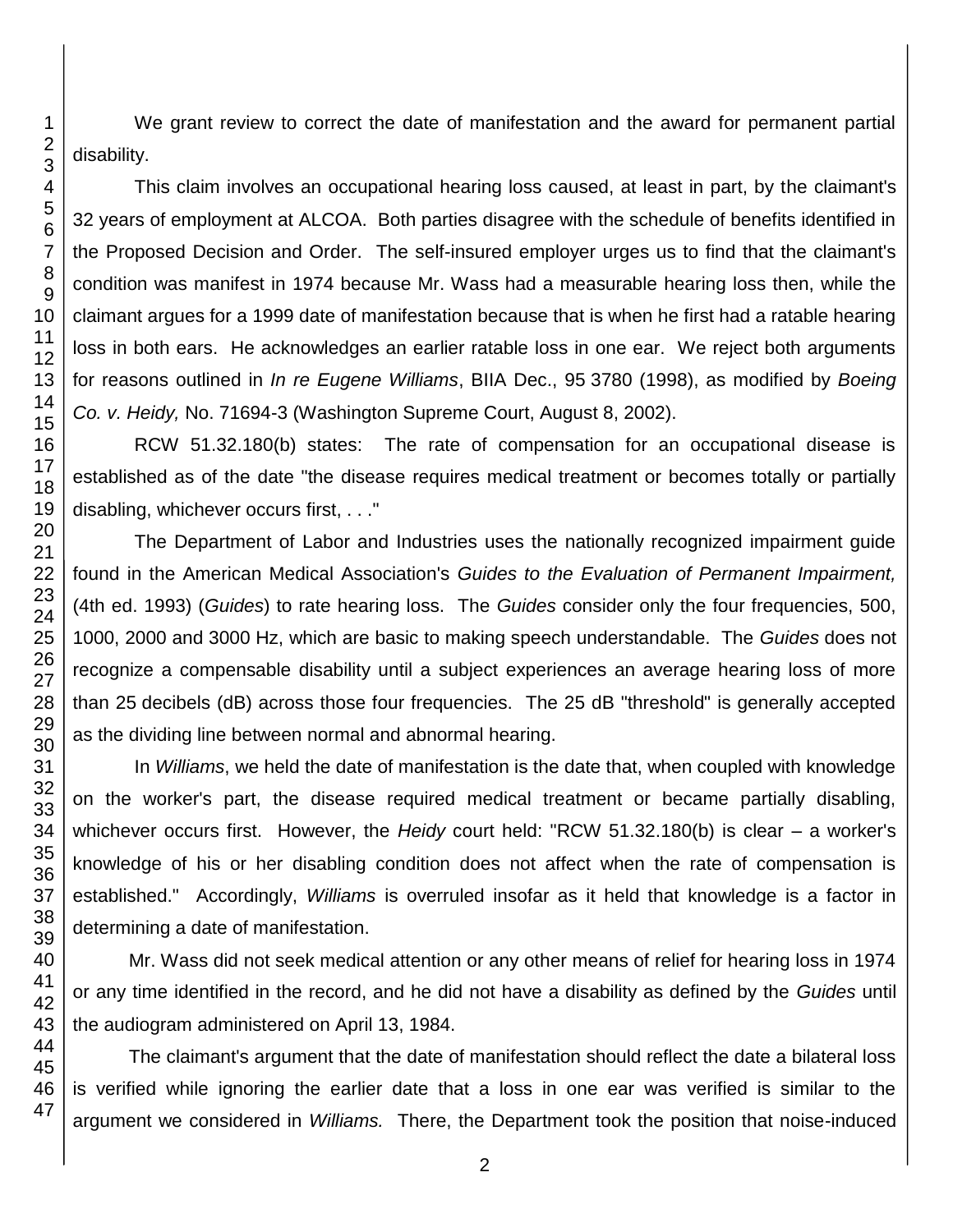We grant review to correct the date of manifestation and the award for permanent partial disability.

This claim involves an occupational hearing loss caused, at least in part, by the claimant's 32 years of employment at ALCOA. Both parties disagree with the schedule of benefits identified in the Proposed Decision and Order. The self-insured employer urges us to find that the claimant's condition was manifest in 1974 because Mr. Wass had a measurable hearing loss then, while the claimant argues for a 1999 date of manifestation because that is when he first had a ratable hearing loss in both ears. He acknowledges an earlier ratable loss in one ear. We reject both arguments for reasons outlined in *In re Eugene Williams*, BIIA Dec., 95 3780 (1998), as modified by *Boeing Co. v. Heidy,* No. 71694-3 (Washington Supreme Court, August 8, 2002).

RCW 51.32.180(b) states: The rate of compensation for an occupational disease is established as of the date "the disease requires medical treatment or becomes totally or partially disabling, whichever occurs first, . . ."

The Department of Labor and Industries uses the nationally recognized impairment guide found in the American Medical Association's *Guides to the Evaluation of Permanent Impairment,* (4th ed. 1993) (*Guides*) to rate hearing loss. The *Guides* consider only the four frequencies, 500, 1000, 2000 and 3000 Hz, which are basic to making speech understandable. The *Guides* does not recognize a compensable disability until a subject experiences an average hearing loss of more than 25 decibels (dB) across those four frequencies. The 25 dB "threshold" is generally accepted as the dividing line between normal and abnormal hearing.

In *Williams*, we held the date of manifestation is the date that, when coupled with knowledge on the worker's part, the disease required medical treatment or became partially disabling, whichever occurs first. However, the *Heidy* court held: "RCW 51.32.180(b) is clear – a worker's knowledge of his or her disabling condition does not affect when the rate of compensation is established." Accordingly, *Williams* is overruled insofar as it held that knowledge is a factor in determining a date of manifestation.

Mr. Wass did not seek medical attention or any other means of relief for hearing loss in 1974 or any time identified in the record, and he did not have a disability as defined by the *Guides* until the audiogram administered on April 13, 1984.

The claimant's argument that the date of manifestation should reflect the date a bilateral loss is verified while ignoring the earlier date that a loss in one ear was verified is similar to the argument we considered in *Williams.* There, the Department took the position that noise-induced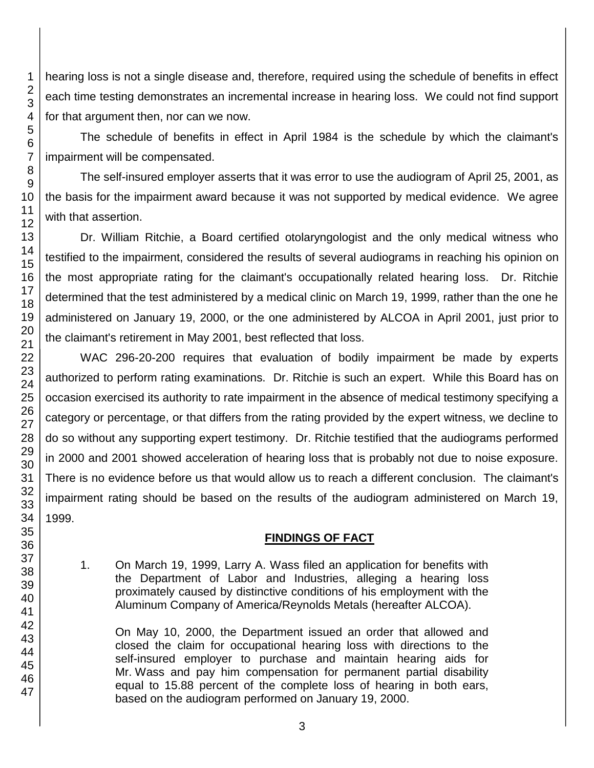hearing loss is not a single disease and, therefore, required using the schedule of benefits in effect each time testing demonstrates an incremental increase in hearing loss. We could not find support for that argument then, nor can we now.

The schedule of benefits in effect in April 1984 is the schedule by which the claimant's impairment will be compensated.

The self-insured employer asserts that it was error to use the audiogram of April 25, 2001, as the basis for the impairment award because it was not supported by medical evidence. We agree with that assertion.

Dr. William Ritchie, a Board certified otolaryngologist and the only medical witness who testified to the impairment, considered the results of several audiograms in reaching his opinion on the most appropriate rating for the claimant's occupationally related hearing loss. Dr. Ritchie determined that the test administered by a medical clinic on March 19, 1999, rather than the one he administered on January 19, 2000, or the one administered by ALCOA in April 2001, just prior to the claimant's retirement in May 2001, best reflected that loss.

WAC 296-20-200 requires that evaluation of bodily impairment be made by experts authorized to perform rating examinations. Dr. Ritchie is such an expert. While this Board has on occasion exercised its authority to rate impairment in the absence of medical testimony specifying a category or percentage, or that differs from the rating provided by the expert witness, we decline to do so without any supporting expert testimony. Dr. Ritchie testified that the audiograms performed in 2000 and 2001 showed acceleration of hearing loss that is probably not due to noise exposure. There is no evidence before us that would allow us to reach a different conclusion. The claimant's impairment rating should be based on the results of the audiogram administered on March 19, 1999.

## FINDINGS OF FACT

1. On March 19, 1999, Larry A. Wass filed an application for benefits with the Department of Labor and Industries, alleging a hearing loss proximately caused by distinctive conditions of his employment with the Aluminum Company of America/Reynolds Metals (hereafter ALCOA).

   On May 10, 2000, the Department issued an order that allowed and closed the claim for occupational hearing loss with directions to the self-insured employer to purchase and maintain hearing aids for Mr. Wass and pay him compensation for permanent partial disability equal to 15.88 percent of the complete loss of hearing in both ears, based on the audiogram performed on January 19, 2000.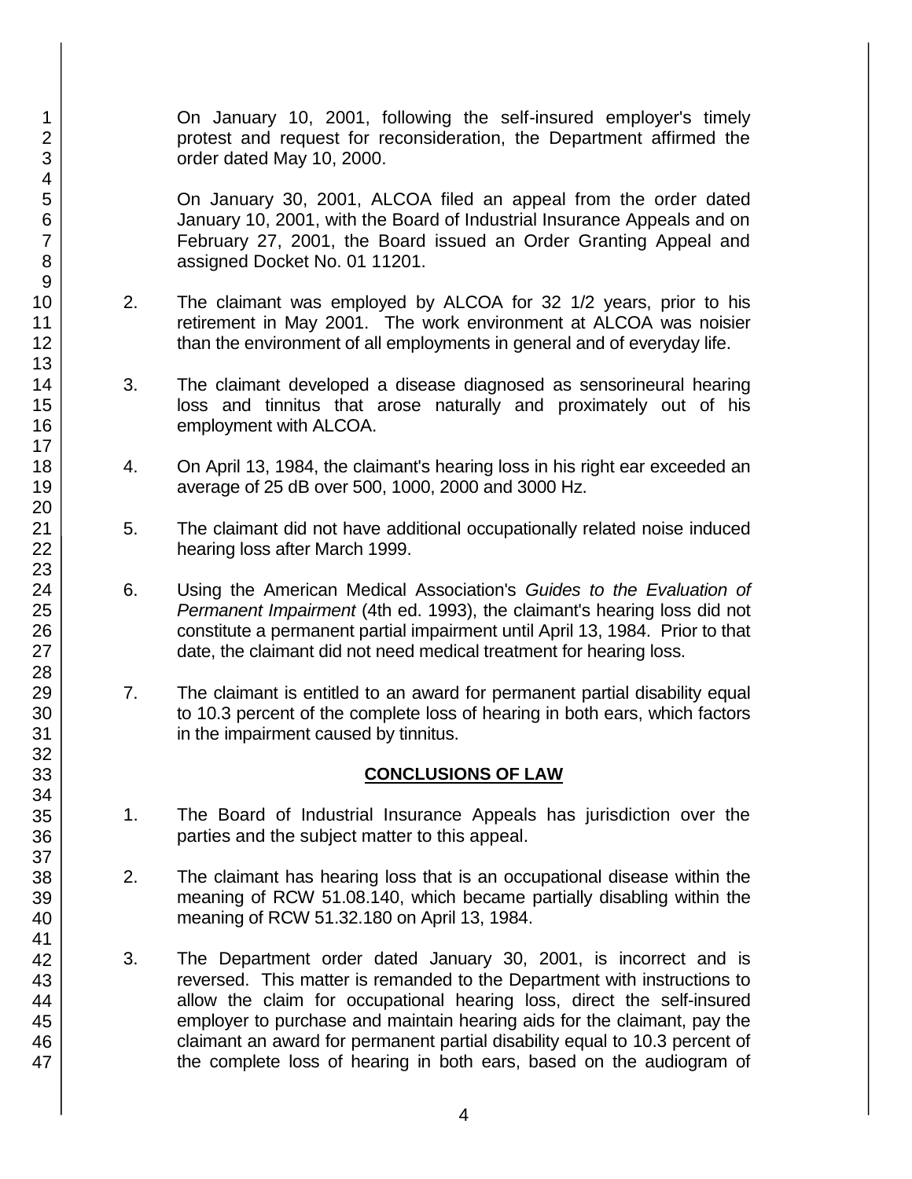On January 10, 2001, following the self-insured employer's timely protest and request for reconsideration, the Department affirmed the order dated May 10, 2000.

On January 30, 2001, ALCOA filed an appeal from the order dated January 10, 2001, with the Board of Industrial Insurance Appeals and on February 27, 2001, the Board issued an Order Granting Appeal and assigned Docket No. 01 11201.

2. The claimant was employed by ALCOA for 32 1/2 years, prior to his retirement in May 2001. The work environment at ALCOA was noisier than the environment of all employments in general and of everyday life.

3. The claimant developed a disease diagnosed as sensorineural hearing loss and tinnitus that arose naturally and proximately out of his employment with ALCOA.

4. On April 13, 1984, the claimant's hearing loss in his right ear exceeded an average of 25 dB over 500, 1000, 2000 and 3000 Hz.

5. The claimant did not have additional occupationally related noise induced hearing loss after March 1999.

6. Using the American Medical Association's *Guides to the Evaluation of Permanent Impairment* (4th ed. 1993), the claimant's hearing loss did not constitute a permanent partial impairment until April 13, 1984. Prior to that date, the claimant did not need medical treatment for hearing loss.

7. The claimant is entitled to an award for permanent partial disability equal to 10.3 percent of the complete loss of hearing in both ears, which factors in the impairment caused by tinnitus.

## CONCLUSIONS OF LAW

1. The Board of Industrial Insurance Appeals has jurisdiction over the parties and the subject matter to this appeal.

2. The claimant has hearing loss that is an occupational disease within the meaning of RCW 51.08.140, which became partially disabling within the meaning of RCW 51.32.180 on April 13, 1984.

3. The Department order dated January 30, 2001, is incorrect and is reversed. This matter is remanded to the Department with instructions to allow the claim for occupational hearing loss, direct the self-insured employer to purchase and maintain hearing aids for the claimant, pay the claimant an award for permanent partial disability equal to 10.3 percent of the complete loss of hearing in both ears, based on the audiogram of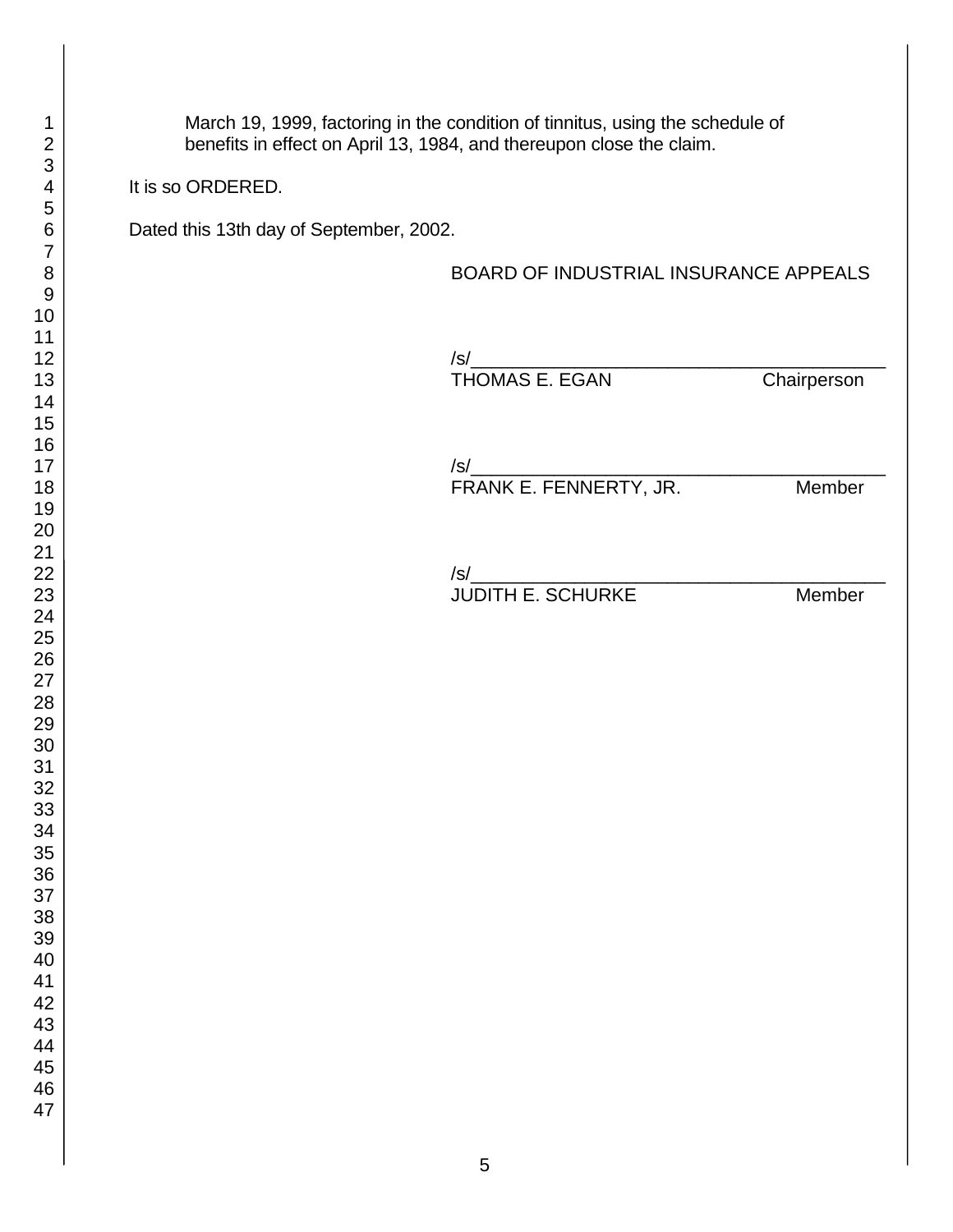March 19, 1999, factoring in the condition of tinnitus, using the schedule of benefits in effect on April 13, 1984, and thereupon close the claim.

It is so ORDERED.

Dated this 13th day of September, 2002.

BOARD OF INDUSTRIAL INSURANCE APPEALS

/s/\_\_\_\_\_\_\_\_\_\_\_\_\_\_\_\_\_\_\_\_\_\_\_\_\_\_\_\_\_\_\_\_\_\_\_\_\_\_\_\_
THOMAS E. EGAN Chairperson

/s/\_\_\_\_\_\_\_\_\_\_\_\_\_\_\_\_\_\_\_\_\_\_\_\_\_\_\_\_\_\_\_\_\_\_\_\_\_\_\_\_
FRANK E. FENNERTY, JR. Member

/s/\_\_\_\_\_\_\_\_\_\_\_\_\_\_\_\_\_\_\_\_\_\_\_\_\_\_\_\_\_\_\_\_\_\_\_\_\_\_\_\_
JUDITH E. SCHURKE Member